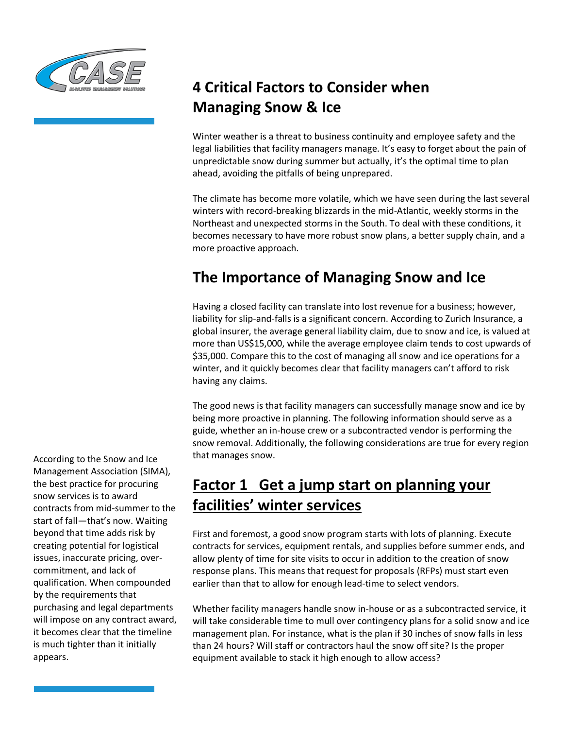# 4 Critical Factors to Consider when Managing Snow & Ice

Winter weather is a threat to business continuity and employee safety and the legal liabilities that facility managers manage. It's easy to forget about the pain of unpredictable snow during summer but actually, it's the optimal time to plan ahead, avoiding the pitfalls of being unprepared.

The climate has become more volatile, which we have seen during the last several winters with record-breaking blizzards in the mid-Atlantic, weekly storms in the Northeast and unexpected storms in the South. To deal with these conditions, it becomes necessary to have more robust snow plans, a better supply chain, and a more proactive approach.

## The Importance of Managing Snow and Ice

Having a closed facility can translate into lost revenue for a business; however, liability for slip-and-falls is a significant concern. According to Zurich Insurance, a global insurer, the average general liability claim, due to snow and ice, is valued at more than US$15,000, while the average employee claim tends to cost upwards of $35,000. Compare this to the cost of managing all snow and ice operations for a winter, and it quickly becomes clear that facility managers can't afford to risk having any claims.

The good news is that facility managers can successfully manage snow and ice by being more proactive in planning. The following information should serve as a guide, whether an in-house crew or a subcontracted vendor is performing the snow removal. Additionally, the following considerations are true for every region that manages snow.

According to the Snow and Ice Management Association (SIMA), the best practice for procuring snow services is to award contracts from mid-summer to the start of fall—that's now. Waiting beyond that time adds risk by creating potential for logistical issues, inaccurate pricing, over-commitment, and lack of qualification. When compounded by the requirements that purchasing and legal departments will impose on any contract award, it becomes clear that the timeline is much tighter than it initially appears.

## Factor 1 Get a jump start on planning your facilities' winter services

First and foremost, a good snow program starts with lots of planning. Execute contracts for services, equipment rentals, and supplies before summer ends, and allow plenty of time for site visits to occur in addition to the creation of snow response plans. This means that request for proposals (RFPs) must start even earlier than that to allow for enough lead-time to select vendors.

Whether facility managers handle snow in-house or as a subcontracted service, it will take considerable time to mull over contingency plans for a solid snow and ice management plan. For instance, what is the plan if 30 inches of snow falls in less than 24 hours? Will staff or contractors haul the snow off site? Is the proper equipment available to stack it high enough to allow access?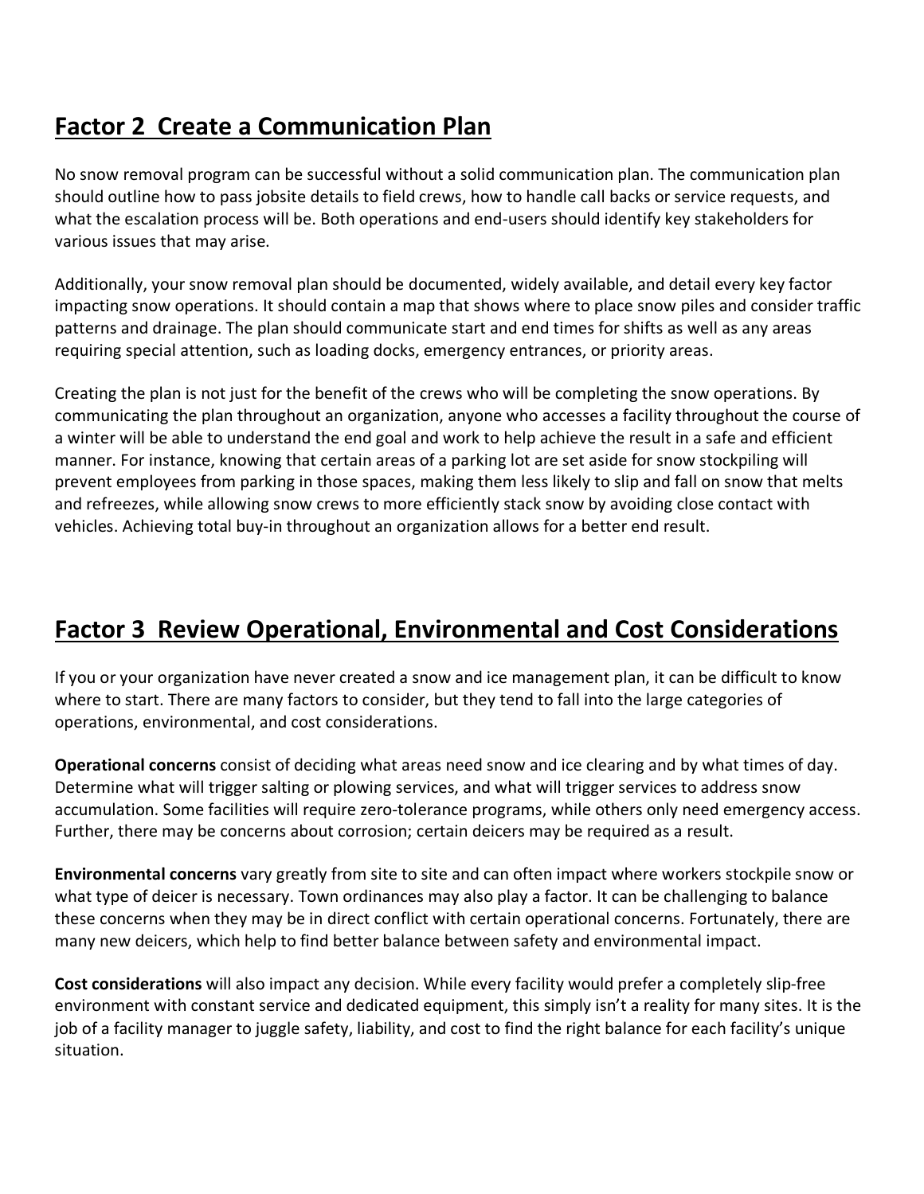## Factor 2 Create a Communication Plan

No snow removal program can be successful without a solid communication plan. The communication plan should outline how to pass jobsite details to field crews, how to handle call backs or service requests, and what the escalation process will be. Both operations and end-users should identify key stakeholders for various issues that may arise.

Additionally, your snow removal plan should be documented, widely available, and detail every key factor impacting snow operations. It should contain a map that shows where to place snow piles and consider traffic patterns and drainage. The plan should communicate start and end times for shifts as well as any areas requiring special attention, such as loading docks, emergency entrances, or priority areas.

Creating the plan is not just for the benefit of the crews who will be completing the snow operations. By communicating the plan throughout an organization, anyone who accesses a facility throughout the course of a winter will be able to understand the end goal and work to help achieve the result in a safe and efficient manner. For instance, knowing that certain areas of a parking lot are set aside for snow stockpiling will prevent employees from parking in those spaces, making them less likely to slip and fall on snow that melts and refreezes, while allowing snow crews to more efficiently stack snow by avoiding close contact with vehicles. Achieving total buy-in throughout an organization allows for a better end result.

## Factor 3 Review Operational, Environmental and Cost Considerations

If you or your organization have never created a snow and ice management plan, it can be difficult to know where to start. There are many factors to consider, but they tend to fall into the large categories of operations, environmental, and cost considerations.

**Operational concerns** consist of deciding what areas need snow and ice clearing and by what times of day. Determine what will trigger salting or plowing services, and what will trigger services to address snow accumulation. Some facilities will require zero-tolerance programs, while others only need emergency access. Further, there may be concerns about corrosion; certain deicers may be required as a result.

**Environmental concerns** vary greatly from site to site and can often impact where workers stockpile snow or what type of deicer is necessary. Town ordinances may also play a factor. It can be challenging to balance these concerns when they may be in direct conflict with certain operational concerns. Fortunately, there are many new deicers, which help to find better balance between safety and environmental impact.

**Cost considerations** will also impact any decision. While every facility would prefer a completely slip-free environment with constant service and dedicated equipment, this simply isn't a reality for many sites. It is the job of a facility manager to juggle safety, liability, and cost to find the right balance for each facility's unique situation.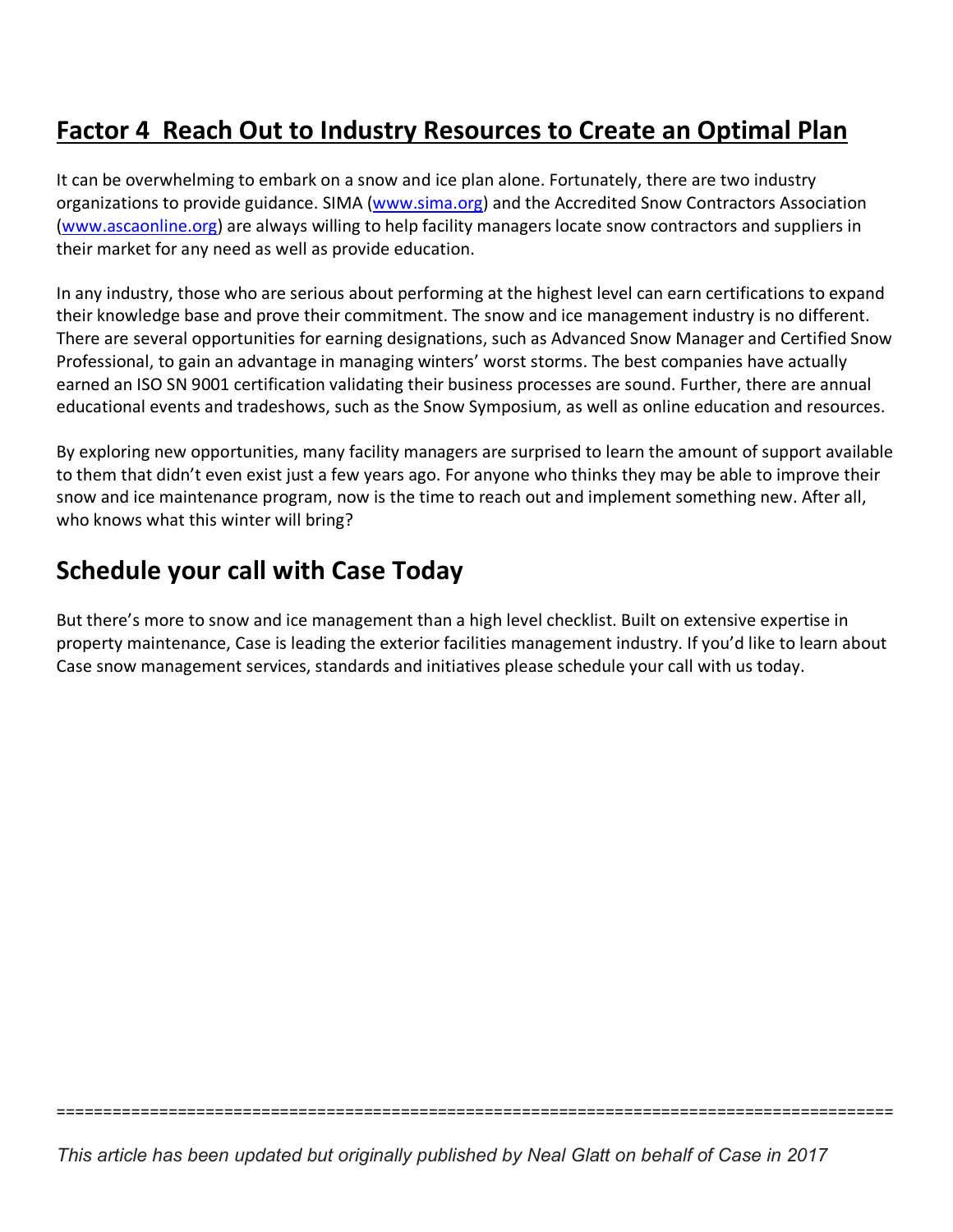## **Factor 4 Reach Out to Industry Resources to Create an Optimal Plan**

It can be overwhelming to embark on a snow and ice plan alone. Fortunately, there are two industry organizations to provide guidance. SIMA ([www.sima.org](http://www.sima.org)) and the Accredited Snow Contractors Association ([www.ascaonline.org](http://www.ascaonline.org)) are always willing to help facility managers locate snow contractors and suppliers in their market for any need as well as provide education.

In any industry, those who are serious about performing at the highest level can earn certifications to expand their knowledge base and prove their commitment. The snow and ice management industry is no different. There are several opportunities for earning designations, such as Advanced Snow Manager and Certified Snow Professional, to gain an advantage in managing winters' worst storms. The best companies have actually earned an ISO SN 9001 certification validating their business processes are sound. Further, there are annual educational events and tradeshows, such as the Snow Symposium, as well as online education and resources.

By exploring new opportunities, many facility managers are surprised to learn the amount of support available to them that didn't even exist just a few years ago. For anyone who thinks they may be able to improve their snow and ice maintenance program, now is the time to reach out and implement something new. After all, who knows what this winter will bring?

## Schedule your call with Case Today

But there's more to snow and ice management than a high level checklist. Built on extensive expertise in property maintenance, Case is leading the exterior facilities management industry. If you'd like to learn about Case snow management services, standards and initiatives please schedule your call with us today.

==========================================================================================

*This article has been updated but originally published by Neal Glatt on behalf of Case in 2017*